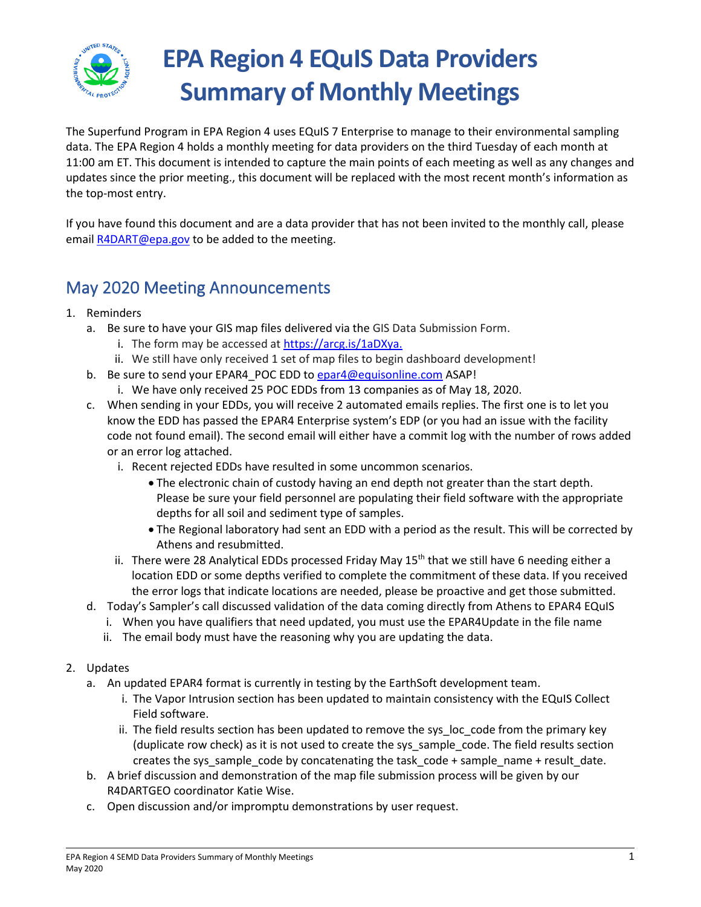# EPA Region 4 EQuIS Data Providers Summary of Monthly Meetings

The Superfund Program in EPA Region 4 uses EQuIS 7 Enterprise to manage to their environmental sampling data. The EPA Region 4 holds a monthly meeting for data providers on the third Tuesday of each month at 11:00 am ET. This document is intended to capture the main points of each meeting as well as any changes and updates since the prior meeting., this document will be replaced with the most recent month's information as the top-most entry.

If you have found this document and are a data provider that has not been invited to the monthly call, please email R4DART@epa.gov to be added to the meeting.

## May 2020 Meeting Announcements

1. Reminders
   a. Be sure to have your GIS map files delivered via the GIS Data Submission Form.
      i. The form may be accessed at https://arcg.is/1aDXya.
      ii. We still have only received 1 set of map files to begin dashboard development!
   b. Be sure to send your EPAR4_POC EDD to epar4@equisonline.com ASAP!
      i. We have only received 25 POC EDDs from 13 companies as of May 18, 2020.
   c. When sending in your EDDs, you will receive 2 automated emails replies. The first one is to let you know the EDD has passed the EPAR4 Enterprise system's EDP (or you had an issue with the facility code not found email). The second email will either have a commit log with the number of rows added or an error log attached.
      i. Recent rejected EDDs have resulted in some uncommon scenarios.
         - The electronic chain of custody having an end depth not greater than the start depth. Please be sure your field personnel are populating their field software with the appropriate depths for all soil and sediment type of samples.
         - The Regional laboratory had sent an EDD with a period as the result. This will be corrected by Athens and resubmitted.
      ii. There were 28 Analytical EDDs processed Friday May 15th that we still have 6 needing either a location EDD or some depths verified to complete the commitment of these data. If you received the error logs that indicate locations are needed, please be proactive and get those submitted.
   d. Today's Sampler's call discussed validation of the data coming directly from Athens to EPAR4 EQuIS
      i. When you have qualifiers that need updated, you must use the EPAR4Update in the file name
      ii. The email body must have the reasoning why you are updating the data.

2. Updates
   a. An updated EPAR4 format is currently in testing by the EarthSoft development team.
      i. The Vapor Intrusion section has been updated to maintain consistency with the EQuIS Collect Field software.
      ii. The field results section has been updated to remove the sys_loc_code from the primary key (duplicate row check) as it is not used to create the sys_sample_code. The field results section creates the sys_sample_code by concatenating the task_code + sample_name + result_date.
   b. A brief discussion and demonstration of the map file submission process will be given by our R4DARTGEO coordinator Katie Wise.
   c. Open discussion and/or impromptu demonstrations by user request.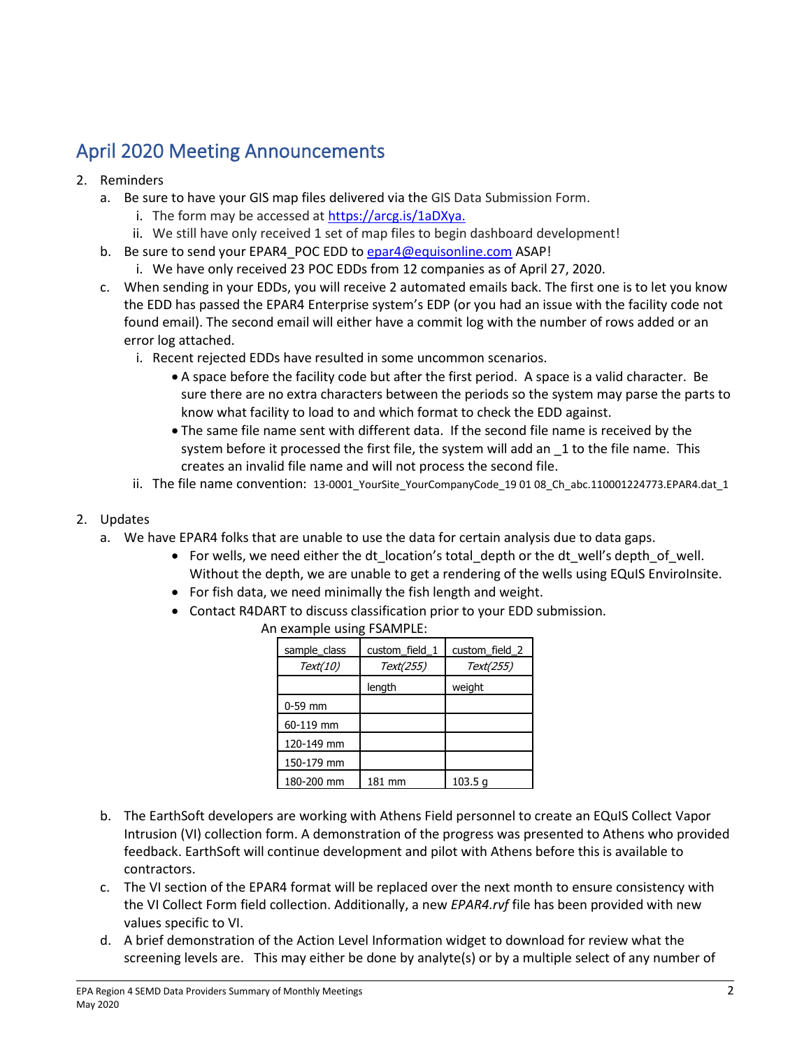## April 2020 Meeting Announcements

2. Reminders
   a. Be sure to have your GIS map files delivered via the GIS Data Submission Form.
      i. The form may be accessed at https://arcg.is/1aDXya.
      ii. We still have only received 1 set of map files to begin dashboard development!
   b. Be sure to send your EPAR4_POC EDD to epar4@equisonline.com ASAP!
      i. We have only received 23 POC EDDs from 12 companies as of April 27, 2020.
   c. When sending in your EDDs, you will receive 2 automated emails back. The first one is to let you know the EDD has passed the EPAR4 Enterprise system's EDP (or you had an issue with the facility code not found email). The second email will either have a commit log with the number of rows added or an error log attached.
      i. Recent rejected EDDs have resulted in some uncommon scenarios.
         - A space before the facility code but after the first period. A space is a valid character. Be sure there are no extra characters between the periods so the system may parse the parts to know what facility to load to and which format to check the EDD against.
         - The same file name sent with different data. If the second file name is received by the system before it processed the first file, the system will add an _1 to the file name. This creates an invalid file name and will not process the second file.
      ii. The file name convention: 13-0001_YourSite_YourCompanyCode_19 01 08_Ch_abc.110001224773.EPAR4.dat_1

2. Updates
   a. We have EPAR4 folks that are unable to use the data for certain analysis due to data gaps.
      - For wells, we need either the dt_location's total_depth or the dt_well's depth_of_well. Without the depth, we are unable to get a rendering of the wells using EQuIS EnviroInsite.
      - For fish data, we need minimally the fish length and weight.
      - Contact R4DART to discuss classification prior to your EDD submission.

      An example using FSAMPLE:

| sample_class | custom_field_1 | custom_field_2 |
|---|---|---|
| *Text(10)* | *Text(255)* | *Text(255)* |
| | length | weight |
| 0-59 mm | | |
| 60-119 mm | | |
| 120-149 mm | | |
| 150-179 mm | | |
| 180-200 mm | 181 mm | 103.5 g |

   b. The EarthSoft developers are working with Athens Field personnel to create an EQuIS Collect Vapor Intrusion (VI) collection form. A demonstration of the progress was presented to Athens who provided feedback. EarthSoft will continue development and pilot with Athens before this is available to contractors.
   c. The VI section of the EPAR4 format will be replaced over the next month to ensure consistency with the VI Collect Form field collection. Additionally, a new *EPAR4.rvf* file has been provided with new values specific to VI.
   d. A brief demonstration of the Action Level Information widget to download for review what the screening levels are. This may either be done by analyte(s) or by a multiple select of any number of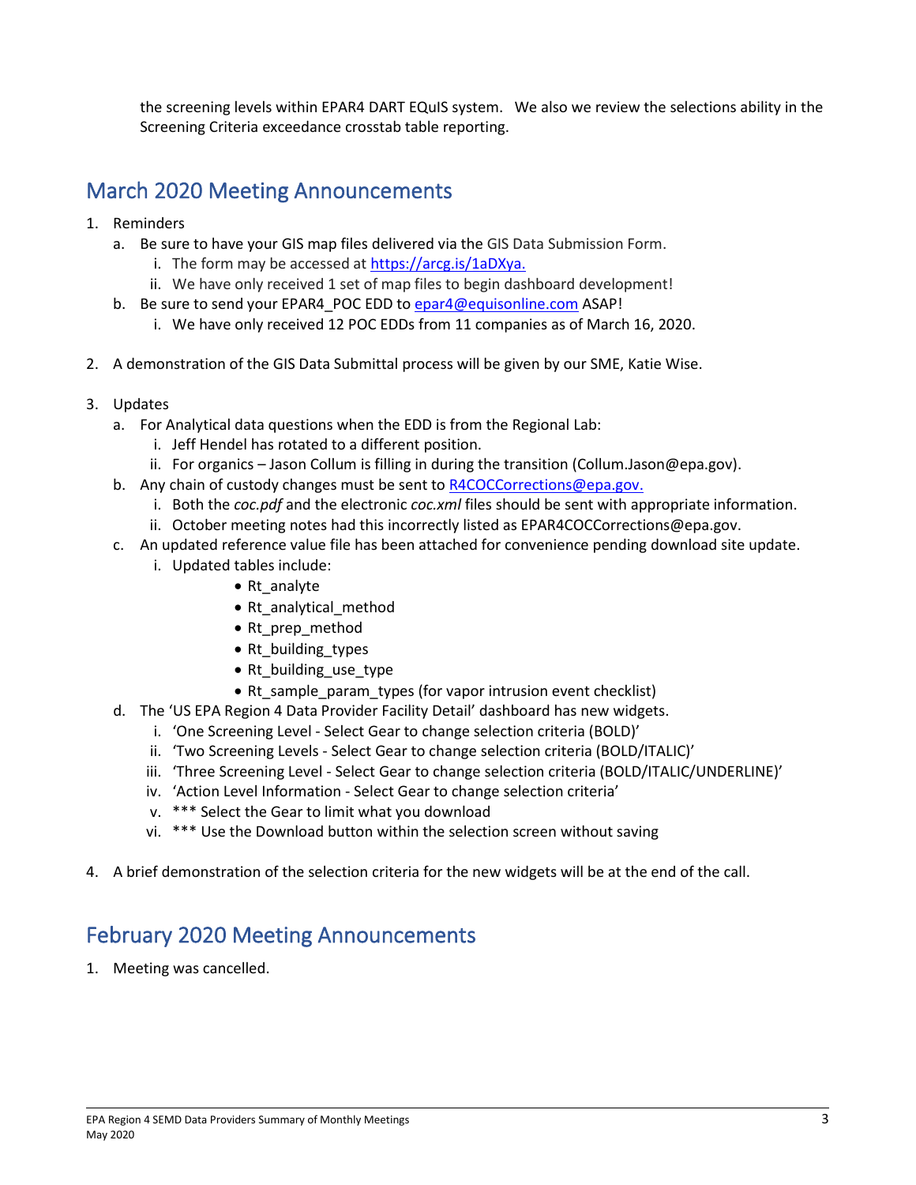the screening levels within EPAR4 DART EQuIS system. We also we review the selections ability in the Screening Criteria exceedance crosstab table reporting.

## March 2020 Meeting Announcements

1. Reminders
   a. Be sure to have your GIS map files delivered via the GIS Data Submission Form.
      i. The form may be accessed at [https://arcg.is/1aDXya.](https://arcg.is/1aDXya)
      ii. We have only received 1 set of map files to begin dashboard development!
   b. Be sure to send your EPAR4_POC EDD to [epar4@equisonline.com](mailto:epar4@equisonline.com) ASAP!
      i. We have only received 12 POC EDDs from 11 companies as of March 16, 2020.

2. A demonstration of the GIS Data Submittal process will be given by our SME, Katie Wise.

3. Updates
   a. For Analytical data questions when the EDD is from the Regional Lab:
      i. Jeff Hendel has rotated to a different position.
      ii. For organics – Jason Collum is filling in during the transition (Collum.Jason@epa.gov).
   b. Any chain of custody changes must be sent to [R4COCCorrections@epa.gov.](mailto:R4COCCorrections@epa.gov)
      i. Both the *coc.pdf* and the electronic *coc.xml* files should be sent with appropriate information.
      ii. October meeting notes had this incorrectly listed as EPAR4COCCorrections@epa.gov.
   c. An updated reference value file has been attached for convenience pending download site update.
      i. Updated tables include:
         - Rt_analyte
         - Rt_analytical_method
         - Rt_prep_method
         - Rt_building_types
         - Rt_building_use_type
         - Rt_sample_param_types (for vapor intrusion event checklist)
   d. The 'US EPA Region 4 Data Provider Facility Detail' dashboard has new widgets.
      i. 'One Screening Level - Select Gear to change selection criteria (BOLD)'
      ii. 'Two Screening Levels - Select Gear to change selection criteria (BOLD/ITALIC)'
      iii. 'Three Screening Level - Select Gear to change selection criteria (BOLD/ITALIC/UNDERLINE)'
      iv. 'Action Level Information - Select Gear to change selection criteria'
      v. *** Select the Gear to limit what you download
      vi. *** Use the Download button within the selection screen without saving

4. A brief demonstration of the selection criteria for the new widgets will be at the end of the call.

## February 2020 Meeting Announcements

1. Meeting was cancelled.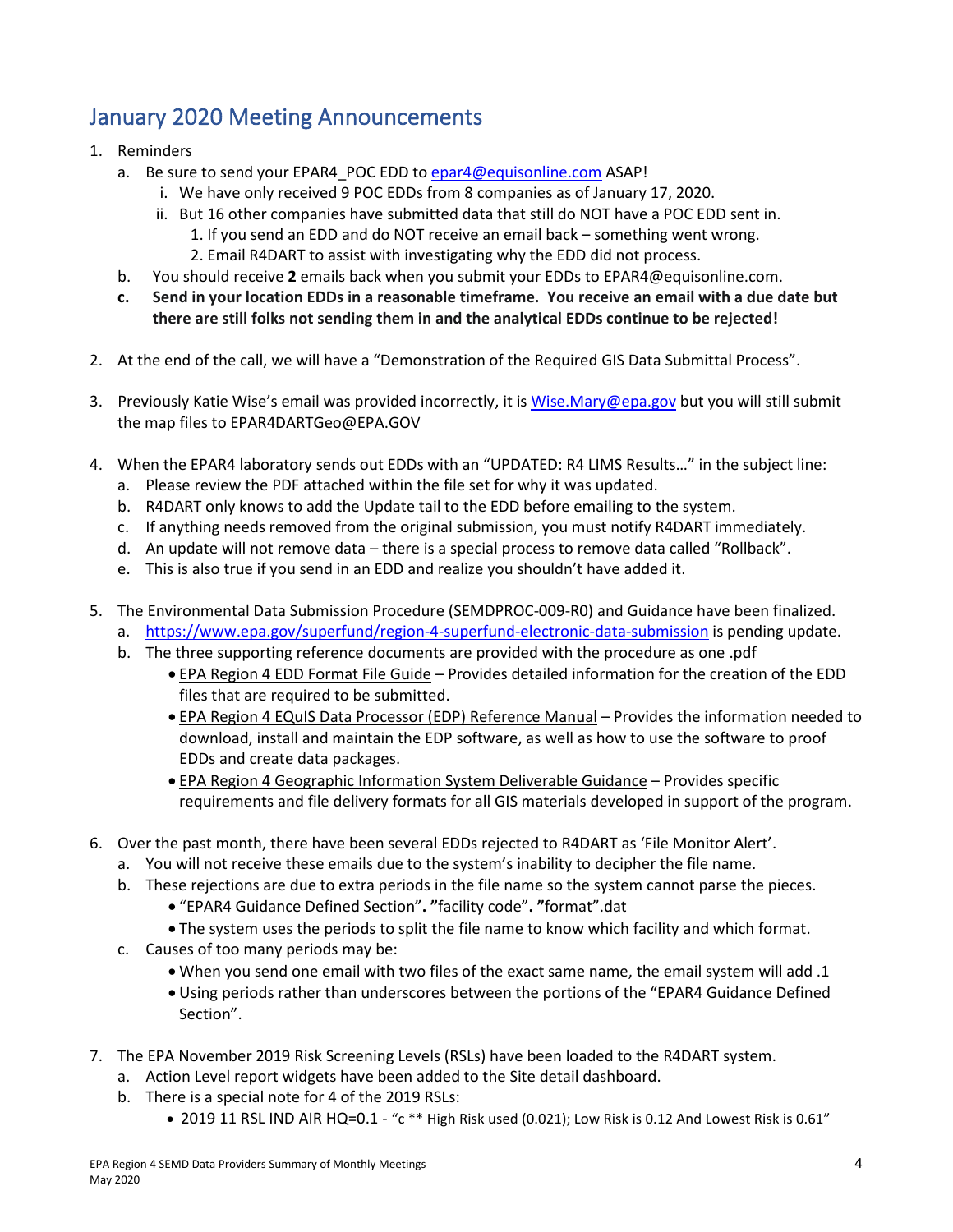## January 2020 Meeting Announcements

1. Reminders
   a. Be sure to send your EPAR4_POC EDD to epar4@equisonline.com ASAP!
      i. We have only received 9 POC EDDs from 8 companies as of January 17, 2020.
      ii. But 16 other companies have submitted data that still do NOT have a POC EDD sent in.
         1. If you send an EDD and do NOT receive an email back – something went wrong.
         2. Email R4DART to assist with investigating why the EDD did not process.
   b. You should receive **2** emails back when you submit your EDDs to EPAR4@equisonline.com.
   **c. Send in your location EDDs in a reasonable timeframe. You receive an email with a due date but there are still folks not sending them in and the analytical EDDs continue to be rejected!**

2. At the end of the call, we will have a "Demonstration of the Required GIS Data Submittal Process".

3. Previously Katie Wise's email was provided incorrectly, it is Wise.Mary@epa.gov but you will still submit the map files to EPAR4DARTGeo@EPA.GOV

4. When the EPAR4 laboratory sends out EDDs with an "UPDATED: R4 LIMS Results…" in the subject line:
   a. Please review the PDF attached within the file set for why it was updated.
   b. R4DART only knows to add the Update tail to the EDD before emailing to the system.
   c. If anything needs removed from the original submission, you must notify R4DART immediately.
   d. An update will not remove data – there is a special process to remove data called "Rollback".
   e. This is also true if you send in an EDD and realize you shouldn't have added it.

5. The Environmental Data Submission Procedure (SEMDPROC-009-R0) and Guidance have been finalized.
   a. https://www.epa.gov/superfund/region-4-superfund-electronic-data-submission is pending update.
   b. The three supporting reference documents are provided with the procedure as one .pdf
      - EPA Region 4 EDD Format File Guide – Provides detailed information for the creation of the EDD files that are required to be submitted.
      - EPA Region 4 EQuIS Data Processor (EDP) Reference Manual – Provides the information needed to download, install and maintain the EDP software, as well as how to use the software to proof EDDs and create data packages.
      - EPA Region 4 Geographic Information System Deliverable Guidance – Provides specific requirements and file delivery formats for all GIS materials developed in support of the program.

6. Over the past month, there have been several EDDs rejected to R4DART as 'File Monitor Alert'.
   a. You will not receive these emails due to the system's inability to decipher the file name.
   b. These rejections are due to extra periods in the file name so the system cannot parse the pieces.
      - "EPAR4 Guidance Defined Section"**. "**facility code"**. "**format".dat
      - The system uses the periods to split the file name to know which facility and which format.
   c. Causes of too many periods may be:
      - When you send one email with two files of the exact same name, the email system will add .1
      - Using periods rather than underscores between the portions of the "EPAR4 Guidance Defined Section".

7. The EPA November 2019 Risk Screening Levels (RSLs) have been loaded to the R4DART system.
   a. Action Level report widgets have been added to the Site detail dashboard.
   b. There is a special note for 4 of the 2019 RSLs:
      - 2019 11 RSL IND AIR HQ=0.1 - "c ** High Risk used (0.021); Low Risk is 0.12 And Lowest Risk is 0.61"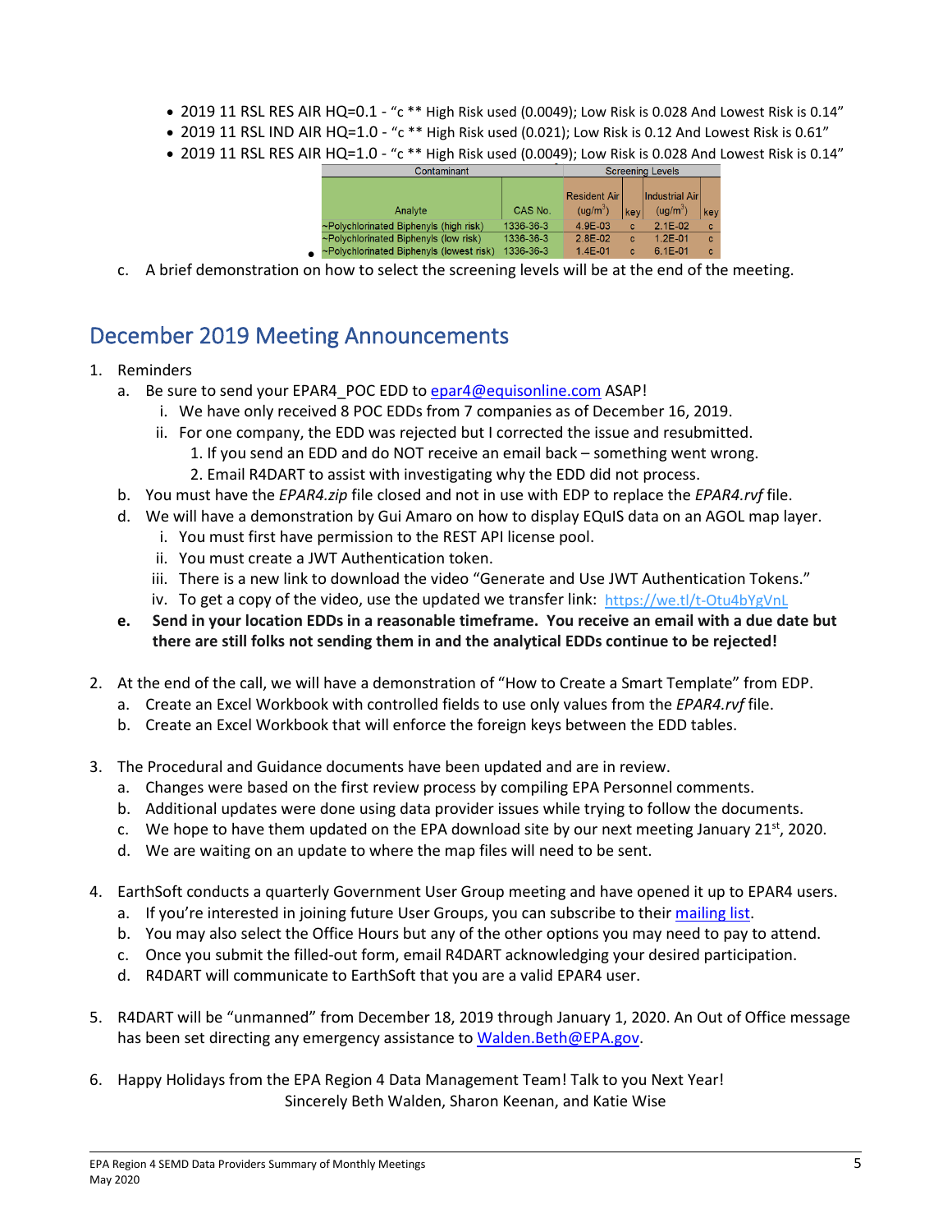- 2019 11 RSL RES AIR HQ=0.1 - "c ** High Risk used (0.0049); Low Risk is 0.028 And Lowest Risk is 0.14"
- 2019 11 RSL IND AIR HQ=1.0 - "c ** High Risk used (0.021); Low Risk is 0.12 And Lowest Risk is 0.61"
- 2019 11 RSL RES AIR HQ=1.0 - "c ** High Risk used (0.0049); Low Risk is 0.028 And Lowest Risk is 0.14"

| Contaminant | | Screening Levels | | | |
|---|---|---|---|---|---|
| Analyte | CAS No. | Resident Air (ug/m$^3$) | key | Industrial Air (ug/m$^3$) | key |
| ~Polychlorinated Biphenyls (high risk) | 1336-36-3 | 4.9E-03 | c | 2.1E-02 | c |
| ~Polychlorinated Biphenyls (low risk) | 1336-36-3 | 2.8E-02 | c | 1.2E-01 | c |
| ~Polychlorinated Biphenyls (lowest risk) | 1336-36-3 | 1.4E-01 | c | 6.1E-01 | c |

c. A brief demonstration on how to select the screening levels will be at the end of the meeting.

## December 2019 Meeting Announcements

1. Reminders
   a. Be sure to send your EPAR4_POC EDD to epar4@equisonline.com ASAP!
      i. We have only received 8 POC EDDs from 7 companies as of December 16, 2019.
      ii. For one company, the EDD was rejected but I corrected the issue and resubmitted.
         1. If you send an EDD and do NOT receive an email back – something went wrong.
         2. Email R4DART to assist with investigating why the EDD did not process.
   b. You must have the *EPAR4.zip* file closed and not in use with EDP to replace the *EPAR4.rvf* file.
   d. We will have a demonstration by Gui Amaro on how to display EQuIS data on an AGOL map layer.
      i. You must first have permission to the REST API license pool.
      ii. You must create a JWT Authentication token.
      iii. There is a new link to download the video "Generate and Use JWT Authentication Tokens."
      iv. To get a copy of the video, use the updated we transfer link: https://we.tl/t-Otu4bYgVnL
   **e. Send in your location EDDs in a reasonable timeframe. You receive an email with a due date but there are still folks not sending them in and the analytical EDDs continue to be rejected!**

2. At the end of the call, we will have a demonstration of "How to Create a Smart Template" from EDP.
   a. Create an Excel Workbook with controlled fields to use only values from the *EPAR4.rvf* file.
   b. Create an Excel Workbook that will enforce the foreign keys between the EDD tables.

3. The Procedural and Guidance documents have been updated and are in review.
   a. Changes were based on the first review process by compiling EPA Personnel comments.
   b. Additional updates were done using data provider issues while trying to follow the documents.
   c. We hope to have them updated on the EPA download site by our next meeting January 21st, 2020.
   d. We are waiting on an update to where the map files will need to be sent.

4. EarthSoft conducts a quarterly Government User Group meeting and have opened it up to EPAR4 users.
   a. If you're interested in joining future User Groups, you can subscribe to their mailing list.
   b. You may also select the Office Hours but any of the other options you may need to pay to attend.
   c. Once you submit the filled-out form, email R4DART acknowledging your desired participation.
   d. R4DART will communicate to EarthSoft that you are a valid EPAR4 user.

5. R4DART will be "unmanned" from December 18, 2019 through January 1, 2020. An Out of Office message has been set directing any emergency assistance to Walden.Beth@EPA.gov.

6. Happy Holidays from the EPA Region 4 Data Management Team! Talk to you Next Year!

Sincerely Beth Walden, Sharon Keenan, and Katie Wise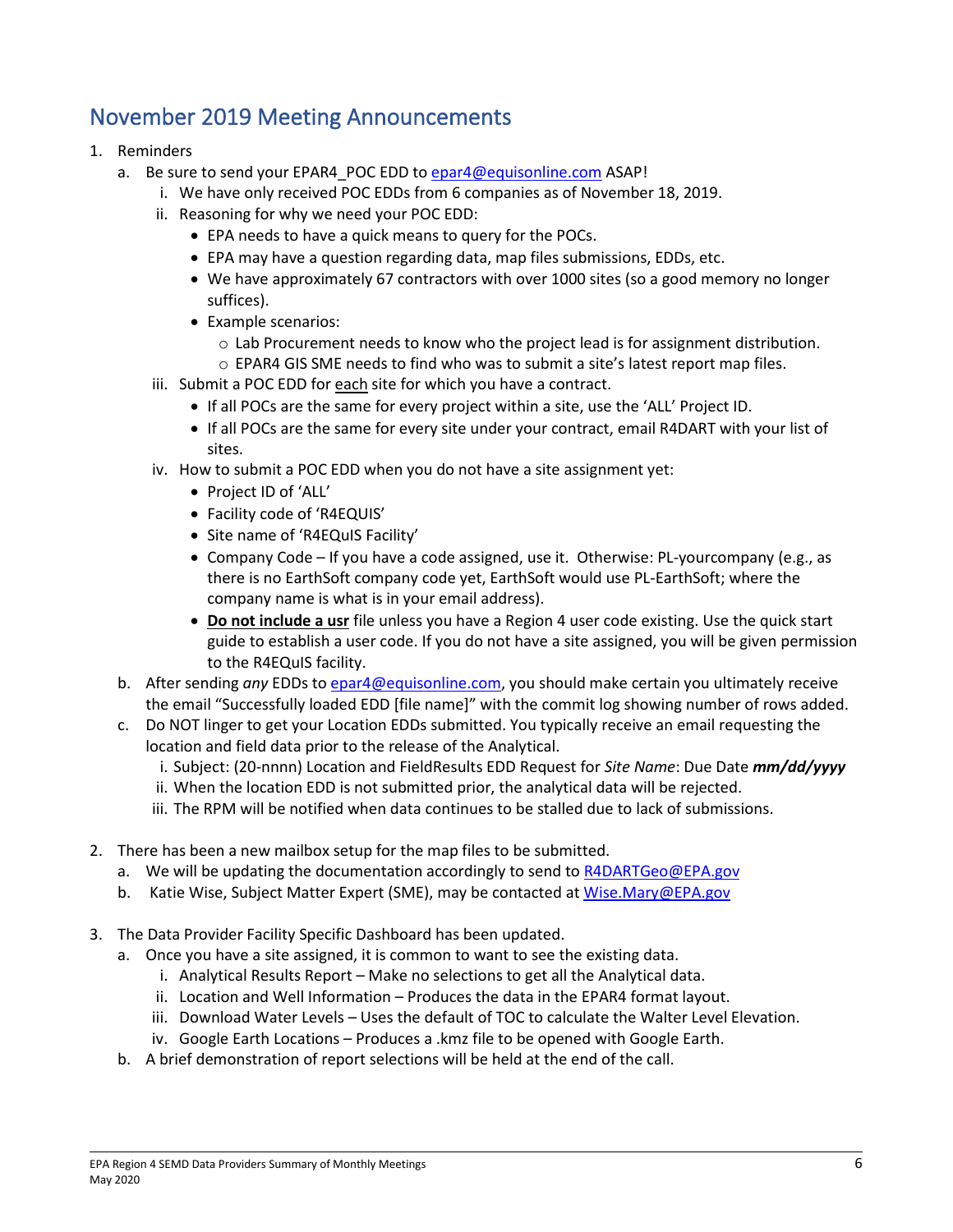## November 2019 Meeting Announcements

1. Reminders
   a. Be sure to send your EPAR4_POC EDD to epar4@equisonline.com ASAP!
      i. We have only received POC EDDs from 6 companies as of November 18, 2019.
      ii. Reasoning for why we need your POC EDD:
         - EPA needs to have a quick means to query for the POCs.
         - EPA may have a question regarding data, map files submissions, EDDs, etc.
         - We have approximately 67 contractors with over 1000 sites (so a good memory no longer suffices).
         - Example scenarios:
            - Lab Procurement needs to know who the project lead is for assignment distribution.
            - EPAR4 GIS SME needs to find who was to submit a site's latest report map files.
      iii. Submit a POC EDD for each site for which you have a contract.
         - If all POCs are the same for every project within a site, use the 'ALL' Project ID.
         - If all POCs are the same for every site under your contract, email R4DART with your list of sites.
      iv. How to submit a POC EDD when you do not have a site assignment yet:
         - Project ID of 'ALL'
         - Facility code of 'R4EQUIS'
         - Site name of 'R4EQuIS Facility'
         - Company Code – If you have a code assigned, use it. Otherwise: PL-yourcompany (e.g., as there is no EarthSoft company code yet, EarthSoft would use PL-EarthSoft; where the company name is what is in your email address).
         - **Do not include a usr** file unless you have a Region 4 user code existing. Use the quick start guide to establish a user code. If you do not have a site assigned, you will be given permission to the R4EQuIS facility.

   b. After sending *any* EDDs to epar4@equisonline.com, you should make certain you ultimately receive the email "Successfully loaded EDD [file name]" with the commit log showing number of rows added.
   c. Do NOT linger to get your Location EDDs submitted. You typically receive an email requesting the location and field data prior to the release of the Analytical.
      i. Subject: (20-nnnn) Location and FieldResults EDD Request for *Site Name*: Due Date ***mm/dd/yyyy***
      ii. When the location EDD is not submitted prior, the analytical data will be rejected.
      iii. The RPM will be notified when data continues to be stalled due to lack of submissions.

2. There has been a new mailbox setup for the map files to be submitted.
   a. We will be updating the documentation accordingly to send to R4DARTGeo@EPA.gov
   b. Katie Wise, Subject Matter Expert (SME), may be contacted at Wise.Mary@EPA.gov

3. The Data Provider Facility Specific Dashboard has been updated.
   a. Once you have a site assigned, it is common to want to see the existing data.
      i. Analytical Results Report – Make no selections to get all the Analytical data.
      ii. Location and Well Information – Produces the data in the EPAR4 format layout.
      iii. Download Water Levels – Uses the default of TOC to calculate the Walter Level Elevation.
      iv. Google Earth Locations – Produces a .kmz file to be opened with Google Earth.
   b. A brief demonstration of report selections will be held at the end of the call.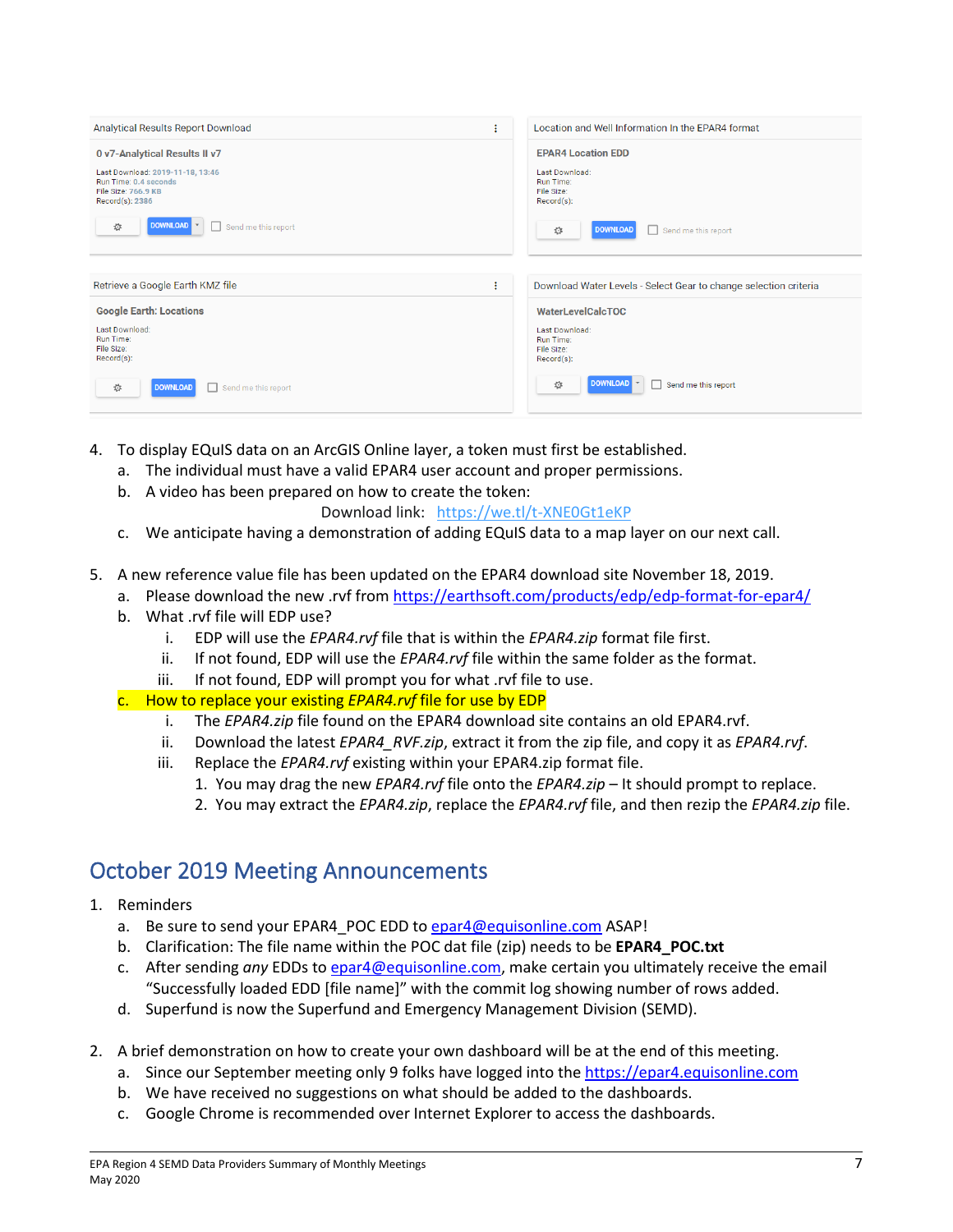Analytical Results Report Download

**0 v7-Analytical Results II v7**

Last Download: 2019-11-18, 13:46
Run Time: 0.4 seconds
File Size: 766.9 KB
Record(s): 2386

DOWNLOAD ☐ Send me this report

Location and Well Information In the EPAR4 format

**EPAR4 Location EDD**

Last Download:
Run Time:
File Size:
Record(s):

DOWNLOAD ☐ Send me this report

Retrieve a Google Earth KMZ file

**Google Earth: Locations**

Last Download:
Run Time:
File Size:
Record(s):

DOWNLOAD ☐ Send me this report

Download Water Levels - Select Gear to change selection criteria

**WaterLevelCalcTOC**

Last Download:
Run Time:
File Size:
Record(s):

DOWNLOAD ☐ Send me this report

4. To display EQuIS data on an ArcGIS Online layer, a token must first be established.
   a. The individual must have a valid EPAR4 user account and proper permissions.
   b. A video has been prepared on how to create the token:
      Download link: https://we.tl/t-XNE0Gt1eKP
   c. We anticipate having a demonstration of adding EQuIS data to a map layer on our next call.

5. A new reference value file has been updated on the EPAR4 download site November 18, 2019.
   a. Please download the new .rvf from https://earthsoft.com/products/edp/edp-format-for-epar4/
   b. What .rvf file will EDP use?
      i. EDP will use the *EPAR4.rvf* file that is within the *EPAR4.zip* format file first.
      ii. If not found, EDP will use the *EPAR4.rvf* file within the same folder as the format.
      iii. If not found, EDP will prompt you for what .rvf file to use.
   c. How to replace your existing *EPAR4.rvf* file for use by EDP
      i. The *EPAR4.zip* file found on the EPAR4 download site contains an old EPAR4.rvf.
      ii. Download the latest *EPAR4_RVF.zip*, extract it from the zip file, and copy it as *EPAR4.rvf*.
      iii. Replace the *EPAR4.rvf* existing within your EPAR4.zip format file.
         1. You may drag the new *EPAR4.rvf* file onto the *EPAR4.zip* – It should prompt to replace.
         2. You may extract the *EPAR4.zip*, replace the *EPAR4.rvf* file, and then rezip the *EPAR4.zip* file.

## October 2019 Meeting Announcements

1. Reminders
   a. Be sure to send your EPAR4_POC EDD to epar4@equisonline.com ASAP!
   b. Clarification: The file name within the POC dat file (zip) needs to be **EPAR4_POC.txt**
   c. After sending *any* EDDs to epar4@equisonline.com, make certain you ultimately receive the email "Successfully loaded EDD [file name]" with the commit log showing number of rows added.
   d. Superfund is now the Superfund and Emergency Management Division (SEMD).

2. A brief demonstration on how to create your own dashboard will be at the end of this meeting.
   a. Since our September meeting only 9 folks have logged into the https://epar4.equisonline.com
   b. We have received no suggestions on what should be added to the dashboards.
   c. Google Chrome is recommended over Internet Explorer to access the dashboards.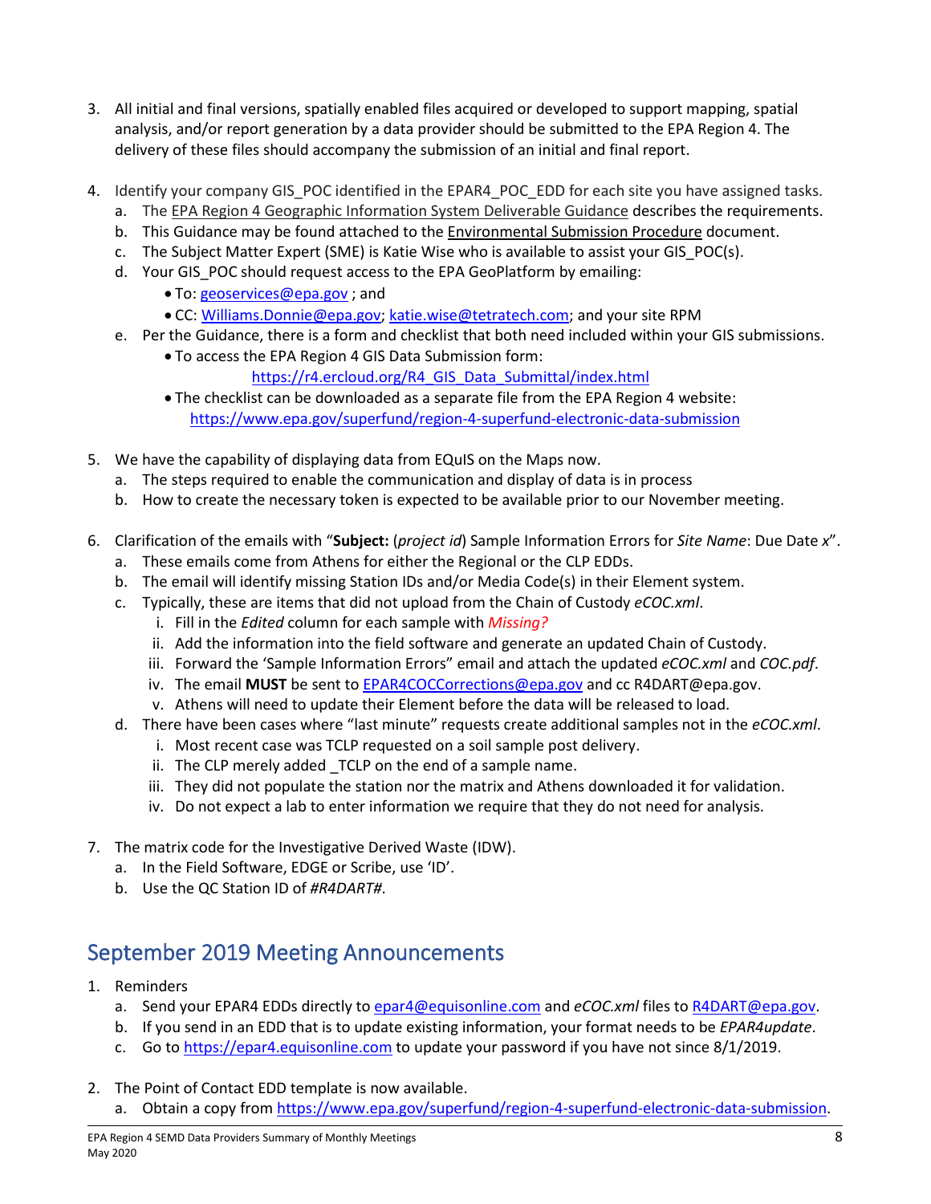3. All initial and final versions, spatially enabled files acquired or developed to support mapping, spatial analysis, and/or report generation by a data provider should be submitted to the EPA Region 4. The delivery of these files should accompany the submission of an initial and final report.

4. Identify your company GIS_POC identified in the EPAR4_POC_EDD for each site you have assigned tasks.
   a. The EPA Region 4 Geographic Information System Deliverable Guidance describes the requirements.
   b. This Guidance may be found attached to the Environmental Submission Procedure document.
   c. The Subject Matter Expert (SME) is Katie Wise who is available to assist your GIS_POC(s).
   d. Your GIS_POC should request access to the EPA GeoPlatform by emailing:
      - To: geoservices@epa.gov ; and
      - CC: Williams.Donnie@epa.gov; katie.wise@tetratech.com; and your site RPM
   e. Per the Guidance, there is a form and checklist that both need included within your GIS submissions.
      - To access the EPA Region 4 GIS Data Submission form: https://r4.ercloud.org/R4_GIS_Data_Submittal/index.html
      - The checklist can be downloaded as a separate file from the EPA Region 4 website: https://www.epa.gov/superfund/region-4-superfund-electronic-data-submission

5. We have the capability of displaying data from EQuIS on the Maps now.
   a. The steps required to enable the communication and display of data is in process
   b. How to create the necessary token is expected to be available prior to our November meeting.

6. Clarification of the emails with "**Subject:** (*project id*) Sample Information Errors for *Site Name*: Due Date *x*".
   a. These emails come from Athens for either the Regional or the CLP EDDs.
   b. The email will identify missing Station IDs and/or Media Code(s) in their Element system.
   c. Typically, these are items that did not upload from the Chain of Custody *eCOC.xml*.
      i. Fill in the *Edited* column for each sample with *Missing?*
      ii. Add the information into the field software and generate an updated Chain of Custody.
      iii. Forward the 'Sample Information Errors" email and attach the updated *eCOC.xml* and *COC.pdf*.
      iv. The email **MUST** be sent to EPAR4COCCorrections@epa.gov and cc R4DART@epa.gov.
      v. Athens will need to update their Element before the data will be released to load.
   d. There have been cases where "last minute" requests create additional samples not in the *eCOC.xml*.
      i. Most recent case was TCLP requested on a soil sample post delivery.
      ii. The CLP merely added _TCLP on the end of a sample name.
      iii. They did not populate the station nor the matrix and Athens downloaded it for validation.
      iv. Do not expect a lab to enter information we require that they do not need for analysis.

7. The matrix code for the Investigative Derived Waste (IDW).
   a. In the Field Software, EDGE or Scribe, use 'ID'.
   b. Use the QC Station ID of *#R4DART#*.

## September 2019 Meeting Announcements

1. Reminders
   a. Send your EPAR4 EDDs directly to epar4@equisonline.com and *eCOC.xml* files to R4DART@epa.gov.
   b. If you send in an EDD that is to update existing information, your format needs to be *EPAR4update*.
   c. Go to https://epar4.equisonline.com to update your password if you have not since 8/1/2019.

2. The Point of Contact EDD template is now available.
   a. Obtain a copy from https://www.epa.gov/superfund/region-4-superfund-electronic-data-submission.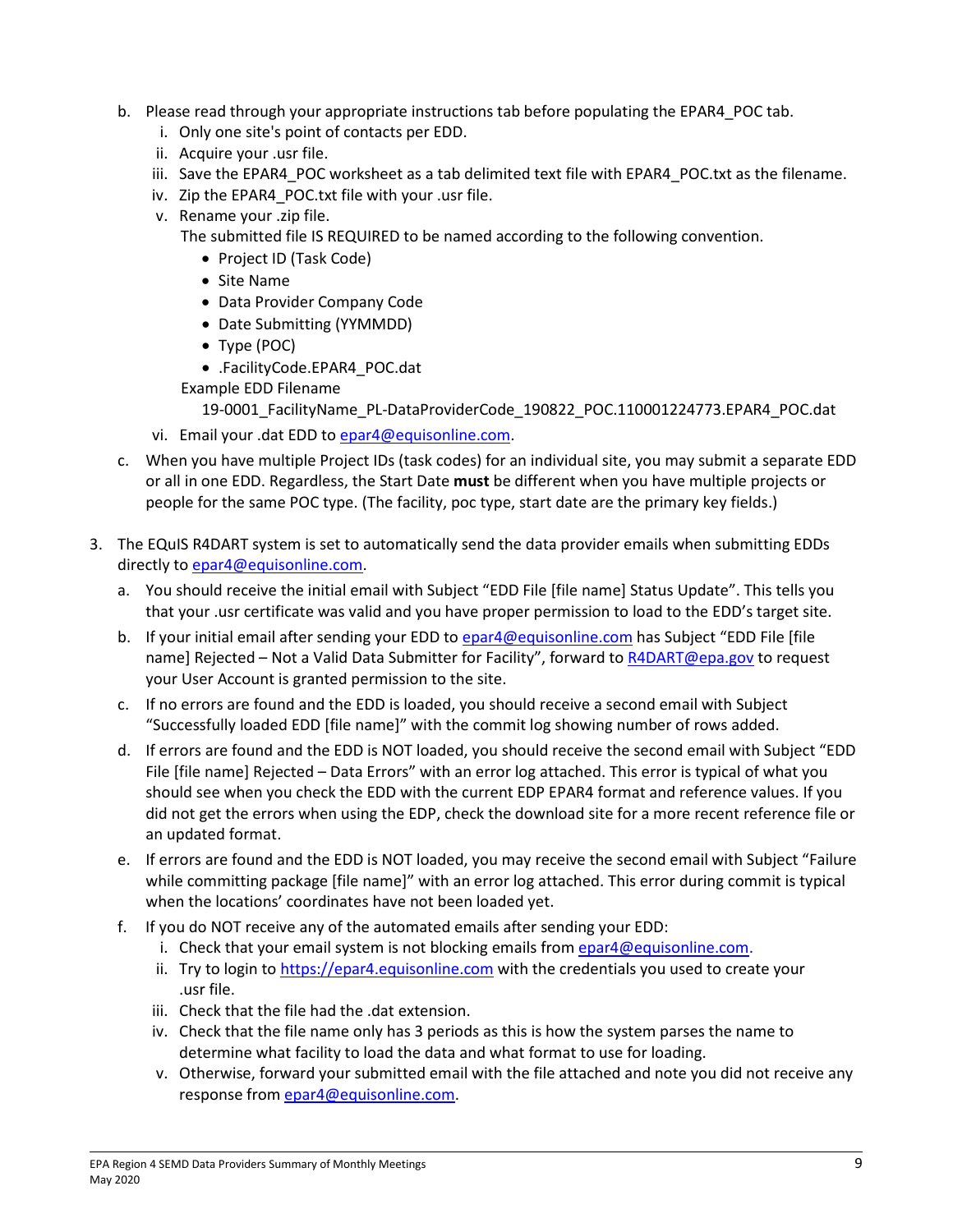b. Please read through your appropriate instructions tab before populating the EPAR4_POC tab.
   i. Only one site's point of contacts per EDD.
   ii. Acquire your .usr file.
   iii. Save the EPAR4_POC worksheet as a tab delimited text file with EPAR4_POC.txt as the filename.
   iv. Zip the EPAR4_POC.txt file with your .usr file.
   v. Rename your .zip file.
      The submitted file IS REQUIRED to be named according to the following convention.
      - Project ID (Task Code)
      - Site Name
      - Data Provider Company Code
      - Date Submitting (YYMMDD)
      - Type (POC)
      - .FacilityCode.EPAR4_POC.dat

      Example EDD Filename
         19-0001_FacilityName_PL-DataProviderCode_190822_POC.110001224773.EPAR4_POC.dat
   vi. Email your .dat EDD to [epar4@equisonline.com](mailto:epar4@equisonline.com).

c. When you have multiple Project IDs (task codes) for an individual site, you may submit a separate EDD or all in one EDD. Regardless, the Start Date **must** be different when you have multiple projects or people for the same POC type. (The facility, poc type, start date are the primary key fields.)

3. The EQuIS R4DART system is set to automatically send the data provider emails when submitting EDDs directly to [epar4@equisonline.com](mailto:epar4@equisonline.com).
   a. You should receive the initial email with Subject "EDD File [file name] Status Update". This tells you that your .usr certificate was valid and you have proper permission to load to the EDD's target site.
   b. If your initial email after sending your EDD to [epar4@equisonline.com](mailto:epar4@equisonline.com) has Subject "EDD File [file name] Rejected – Not a Valid Data Submitter for Facility", forward to [R4DART@epa.gov](mailto:R4DART@epa.gov) to request your User Account is granted permission to the site.
   c. If no errors are found and the EDD is loaded, you should receive a second email with Subject "Successfully loaded EDD [file name]" with the commit log showing number of rows added.
   d. If errors are found and the EDD is NOT loaded, you should receive the second email with Subject "EDD File [file name] Rejected – Data Errors" with an error log attached. This error is typical of what you should see when you check the EDD with the current EDP EPAR4 format and reference values. If you did not get the errors when using the EDP, check the download site for a more recent reference file or an updated format.
   e. If errors are found and the EDD is NOT loaded, you may receive the second email with Subject "Failure while committing package [file name]" with an error log attached. This error during commit is typical when the locations' coordinates have not been loaded yet.
   f. If you do NOT receive any of the automated emails after sending your EDD:
      i. Check that your email system is not blocking emails from [epar4@equisonline.com](mailto:epar4@equisonline.com).
      ii. Try to login to [https://epar4.equisonline.com](https://epar4.equisonline.com) with the credentials you used to create your .usr file.
      iii. Check that the file had the .dat extension.
      iv. Check that the file name only has 3 periods as this is how the system parses the name to determine what facility to load the data and what format to use for loading.
      v. Otherwise, forward your submitted email with the file attached and note you did not receive any response from [epar4@equisonline.com](mailto:epar4@equisonline.com).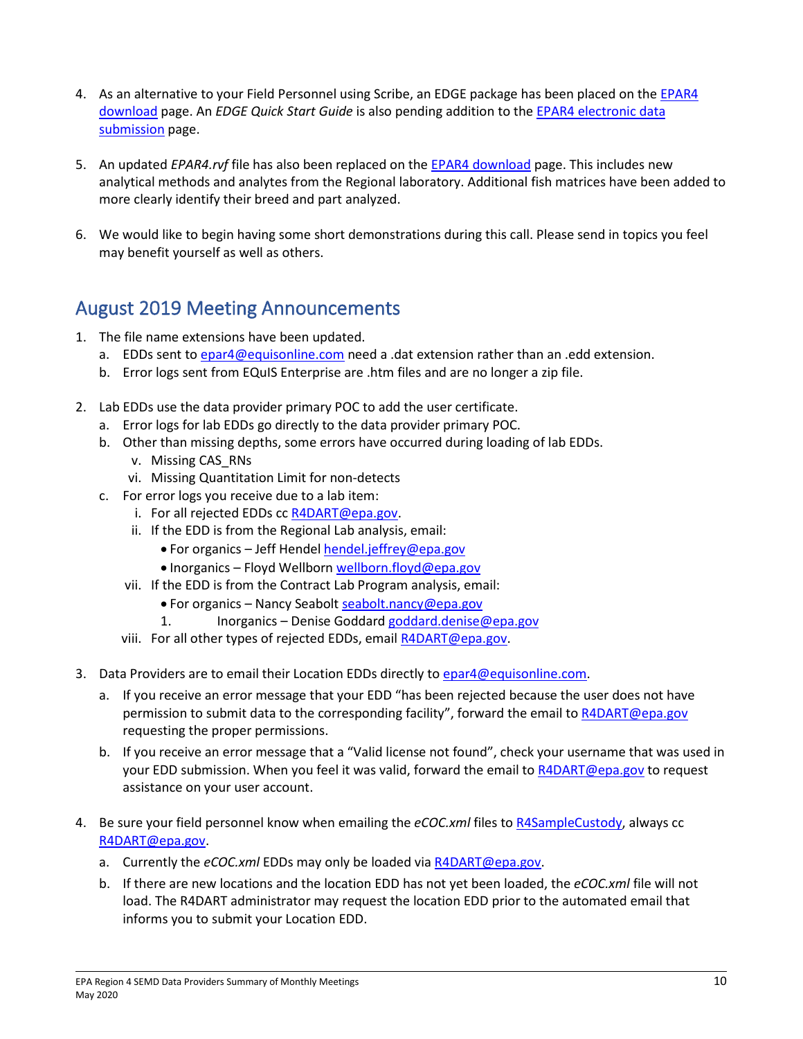4. As an alternative to your Field Personnel using Scribe, an EDGE package has been placed on the EPAR4 download page. An *EDGE Quick Start Guide* is also pending addition to the EPAR4 electronic data submission page.

5. An updated *EPAR4.rvf* file has also been replaced on the EPAR4 download page. This includes new analytical methods and analytes from the Regional laboratory. Additional fish matrices have been added to more clearly identify their breed and part analyzed.

6. We would like to begin having some short demonstrations during this call. Please send in topics you feel may benefit yourself as well as others.

## August 2019 Meeting Announcements

1. The file name extensions have been updated.
   a. EDDs sent to epar4@equisonline.com need a .dat extension rather than an .edd extension.
   b. Error logs sent from EQuIS Enterprise are .htm files and are no longer a zip file.

2. Lab EDDs use the data provider primary POC to add the user certificate.
   a. Error logs for lab EDDs go directly to the data provider primary POC.
   b. Other than missing depths, some errors have occurred during loading of lab EDDs.
      v. Missing CAS_RNs
      vi. Missing Quantitation Limit for non-detects
   c. For error logs you receive due to a lab item:
      i. For all rejected EDDs cc R4DART@epa.gov.
      ii. If the EDD is from the Regional Lab analysis, email:
         - For organics – Jeff Hendel hendel.jeffrey@epa.gov
         - Inorganics – Floyd Wellborn wellborn.floyd@epa.gov
      vii. If the EDD is from the Contract Lab Program analysis, email:
         - For organics – Nancy Seabolt seabolt.nancy@epa.gov
         1. Inorganics – Denise Goddard goddard.denise@epa.gov
      viii. For all other types of rejected EDDs, email R4DART@epa.gov.

3. Data Providers are to email their Location EDDs directly to epar4@equisonline.com.
   a. If you receive an error message that your EDD "has been rejected because the user does not have permission to submit data to the corresponding facility", forward the email to R4DART@epa.gov requesting the proper permissions.
   b. If you receive an error message that a "Valid license not found", check your username that was used in your EDD submission. When you feel it was valid, forward the email to R4DART@epa.gov to request assistance on your user account.

4. Be sure your field personnel know when emailing the *eCOC.xml* files to R4SampleCustody, always cc R4DART@epa.gov.
   a. Currently the *eCOC.xml* EDDs may only be loaded via R4DART@epa.gov.
   b. If there are new locations and the location EDD has not yet been loaded, the *eCOC.xml* file will not load. The R4DART administrator may request the location EDD prior to the automated email that informs you to submit your Location EDD.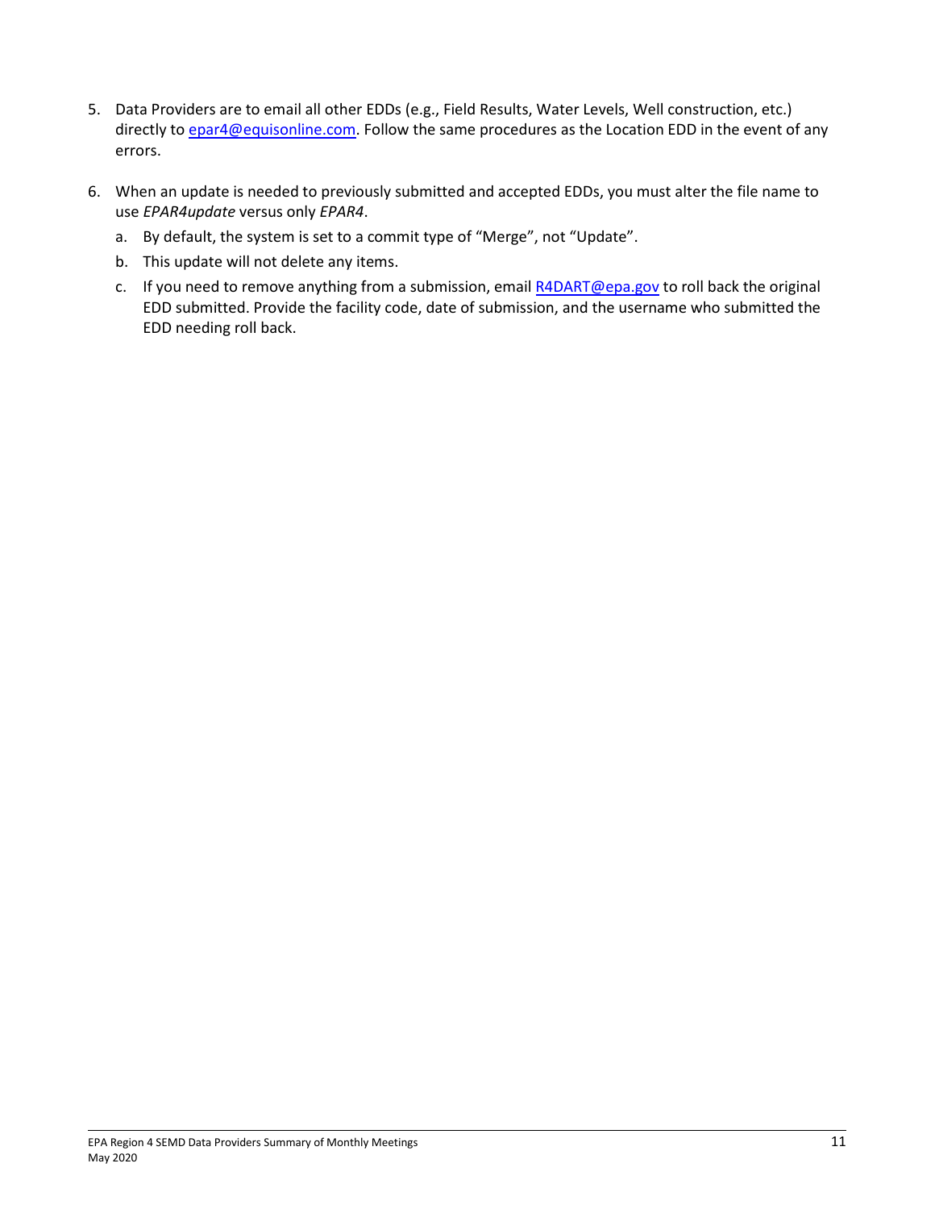5. Data Providers are to email all other EDDs (e.g., Field Results, Water Levels, Well construction, etc.) directly to epar4@equisonline.com. Follow the same procedures as the Location EDD in the event of any errors.

6. When an update is needed to previously submitted and accepted EDDs, you must alter the file name to use *EPAR4update* versus only *EPAR4*.
   a. By default, the system is set to a commit type of "Merge", not "Update".
   b. This update will not delete any items.
   c. If you need to remove anything from a submission, email R4DART@epa.gov to roll back the original EDD submitted. Provide the facility code, date of submission, and the username who submitted the EDD needing roll back.